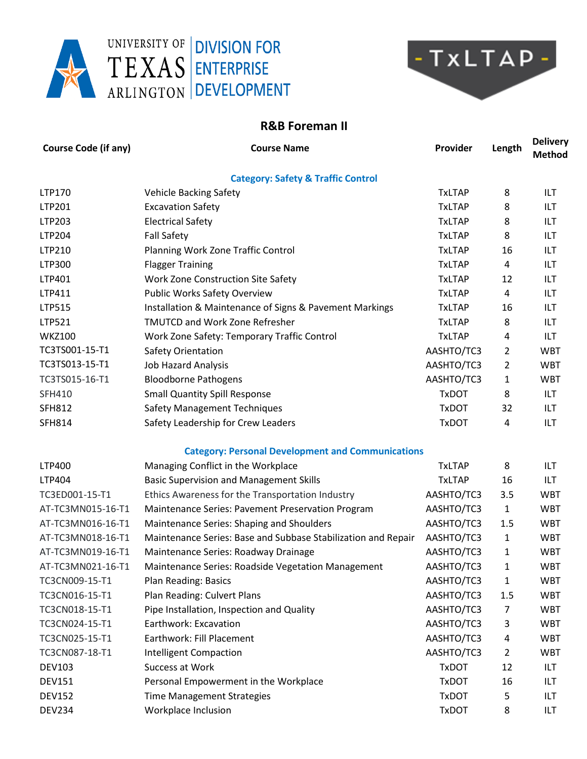UNIVERSITY OF TEXAS ARLINGTON | DIVISION FOR ENTERPRISE DEVELOPMENT

- TxLTAP -

## R&B Foreman II

| Course Code (if any) | Course Name | Provider | Length | Delivery Method |
|---|---|---|---|---|
| | **Category: Safety & Traffic Control** | | | |
| LTP170 | Vehicle Backing Safety | TxLTAP | 8 | ILT |
| LTP201 | Excavation Safety | TxLTAP | 8 | ILT |
| LTP203 | Electrical Safety | TxLTAP | 8 | ILT |
| LTP204 | Fall Safety | TxLTAP | 8 | ILT |
| LTP210 | Planning Work Zone Traffic Control | TxLTAP | 16 | ILT |
| LTP300 | Flagger Training | TxLTAP | 4 | ILT |
| LTP401 | Work Zone Construction Site Safety | TxLTAP | 12 | ILT |
| LTP411 | Public Works Safety Overview | TxLTAP | 4 | ILT |
| LTP515 | Installation & Maintenance of Signs & Pavement Markings | TxLTAP | 16 | ILT |
| LTP521 | TMUTCD and Work Zone Refresher | TxLTAP | 8 | ILT |
| WKZ100 | Work Zone Safety: Temporary Traffic Control | TxLTAP | 4 | ILT |
| TC3TS001-15-T1 | Safety Orientation | AASHTO/TC3 | 2 | WBT |
| TC3TS013-15-T1 | Job Hazard Analysis | AASHTO/TC3 | 2 | WBT |
| TC3TS015-16-T1 | Bloodborne Pathogens | AASHTO/TC3 | 1 | WBT |
| SFH410 | Small Quantity Spill Response | TxDOT | 8 | ILT |
| SFH812 | Safety Management Techniques | TxDOT | 32 | ILT |
| SFH814 | Safety Leadership for Crew Leaders | TxDOT | 4 | ILT |
| | **Category: Personal Development and Communications** | | | |
| LTP400 | Managing Conflict in the Workplace | TxLTAP | 8 | ILT |
| LTP404 | Basic Supervision and Management Skills | TxLTAP | 16 | ILT |
| TC3ED001-15-T1 | Ethics Awareness for the Transportation Industry | AASHTO/TC3 | 3.5 | WBT |
| AT-TC3MN015-16-T1 | Maintenance Series: Pavement Preservation Program | AASHTO/TC3 | 1 | WBT |
| AT-TC3MN016-16-T1 | Maintenance Series: Shaping and Shoulders | AASHTO/TC3 | 1.5 | WBT |
| AT-TC3MN018-16-T1 | Maintenance Series: Base and Subbase Stabilization and Repair | AASHTO/TC3 | 1 | WBT |
| AT-TC3MN019-16-T1 | Maintenance Series: Roadway Drainage | AASHTO/TC3 | 1 | WBT |
| AT-TC3MN021-16-T1 | Maintenance Series: Roadside Vegetation Management | AASHTO/TC3 | 1 | WBT |
| TC3CN009-15-T1 | Plan Reading: Basics | AASHTO/TC3 | 1 | WBT |
| TC3CN016-15-T1 | Plan Reading: Culvert Plans | AASHTO/TC3 | 1.5 | WBT |
| TC3CN018-15-T1 | Pipe Installation, Inspection and Quality | AASHTO/TC3 | 7 | WBT |
| TC3CN024-15-T1 | Earthwork: Excavation | AASHTO/TC3 | 3 | WBT |
| TC3CN025-15-T1 | Earthwork: Fill Placement | AASHTO/TC3 | 4 | WBT |
| TC3CN087-18-T1 | Intelligent Compaction | AASHTO/TC3 | 2 | WBT |
| DEV103 | Success at Work | TxDOT | 12 | ILT |
| DEV151 | Personal Empowerment in the Workplace | TxDOT | 16 | ILT |
| DEV152 | Time Management Strategies | TxDOT | 5 | ILT |
| DEV234 | Workplace Inclusion | TxDOT | 8 | ILT |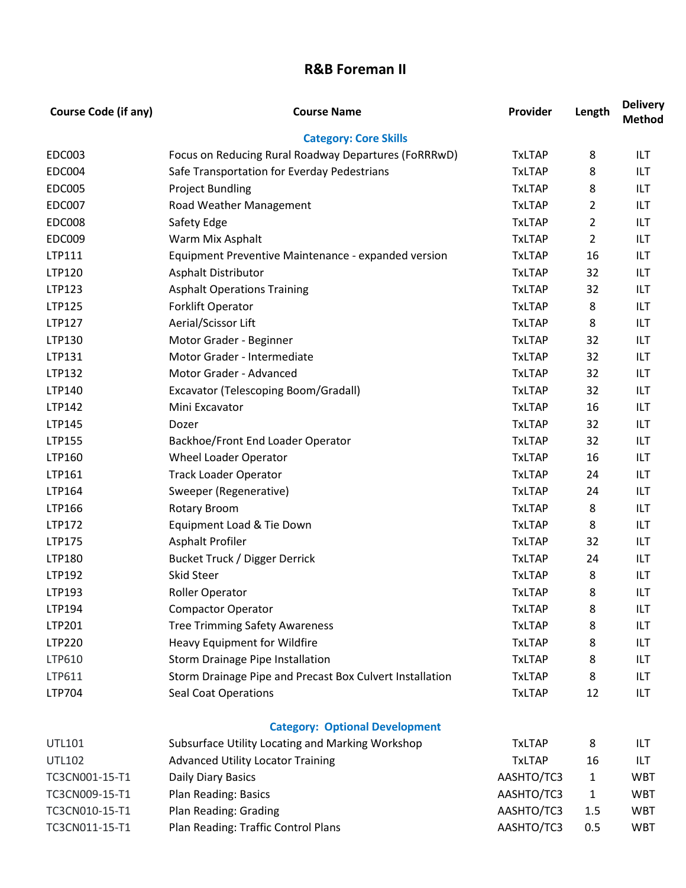# R&B Foreman II

| Course Code (if any) | Course Name | Provider | Length | Delivery Method |
|---|---|---|---|---|
| | **Category: Core Skills** | | | |
| EDC003 | Focus on Reducing Rural Roadway Departures (FoRRRwD) | TxLTAP | 8 | ILT |
| EDC004 | Safe Transportation for Everday Pedestrians | TxLTAP | 8 | ILT |
| EDC005 | Project Bundling | TxLTAP | 8 | ILT |
| EDC007 | Road Weather Management | TxLTAP | 2 | ILT |
| EDC008 | Safety Edge | TxLTAP | 2 | ILT |
| EDC009 | Warm Mix Asphalt | TxLTAP | 2 | ILT |
| LTP111 | Equipment Preventive Maintenance - expanded version | TxLTAP | 16 | ILT |
| LTP120 | Asphalt Distributor | TxLTAP | 32 | ILT |
| LTP123 | Asphalt Operations Training | TxLTAP | 32 | ILT |
| LTP125 | Forklift Operator | TxLTAP | 8 | ILT |
| LTP127 | Aerial/Scissor Lift | TxLTAP | 8 | ILT |
| LTP130 | Motor Grader - Beginner | TxLTAP | 32 | ILT |
| LTP131 | Motor Grader - Intermediate | TxLTAP | 32 | ILT |
| LTP132 | Motor Grader - Advanced | TxLTAP | 32 | ILT |
| LTP140 | Excavator (Telescoping Boom/Gradall) | TxLTAP | 32 | ILT |
| LTP142 | Mini Excavator | TxLTAP | 16 | ILT |
| LTP145 | Dozer | TxLTAP | 32 | ILT |
| LTP155 | Backhoe/Front End Loader Operator | TxLTAP | 32 | ILT |
| LTP160 | Wheel Loader Operator | TxLTAP | 16 | ILT |
| LTP161 | Track Loader Operator | TxLTAP | 24 | ILT |
| LTP164 | Sweeper (Regenerative) | TxLTAP | 24 | ILT |
| LTP166 | Rotary Broom | TxLTAP | 8 | ILT |
| LTP172 | Equipment Load & Tie Down | TxLTAP | 8 | ILT |
| LTP175 | Asphalt Profiler | TxLTAP | 32 | ILT |
| LTP180 | Bucket Truck / Digger Derrick | TxLTAP | 24 | ILT |
| LTP192 | Skid Steer | TxLTAP | 8 | ILT |
| LTP193 | Roller Operator | TxLTAP | 8 | ILT |
| LTP194 | Compactor Operator | TxLTAP | 8 | ILT |
| LTP201 | Tree Trimming Safety Awareness | TxLTAP | 8 | ILT |
| LTP220 | Heavy Equipment for Wildfire | TxLTAP | 8 | ILT |
| LTP610 | Storm Drainage Pipe Installation | TxLTAP | 8 | ILT |
| LTP611 | Storm Drainage Pipe and Precast Box Culvert Installation | TxLTAP | 8 | ILT |
| LTP704 | Seal Coat Operations | TxLTAP | 12 | ILT |
| | **Category: Optional Development** | | | |
| UTL101 | Subsurface Utility Locating and Marking Workshop | TxLTAP | 8 | ILT |
| UTL102 | Advanced Utility Locator Training | TxLTAP | 16 | ILT |
| TC3CN001-15-T1 | Daily Diary Basics | AASHTO/TC3 | 1 | WBT |
| TC3CN009-15-T1 | Plan Reading: Basics | AASHTO/TC3 | 1 | WBT |
| TC3CN010-15-T1 | Plan Reading: Grading | AASHTO/TC3 | 1.5 | WBT |
| TC3CN011-15-T1 | Plan Reading: Traffic Control Plans | AASHTO/TC3 | 0.5 | WBT |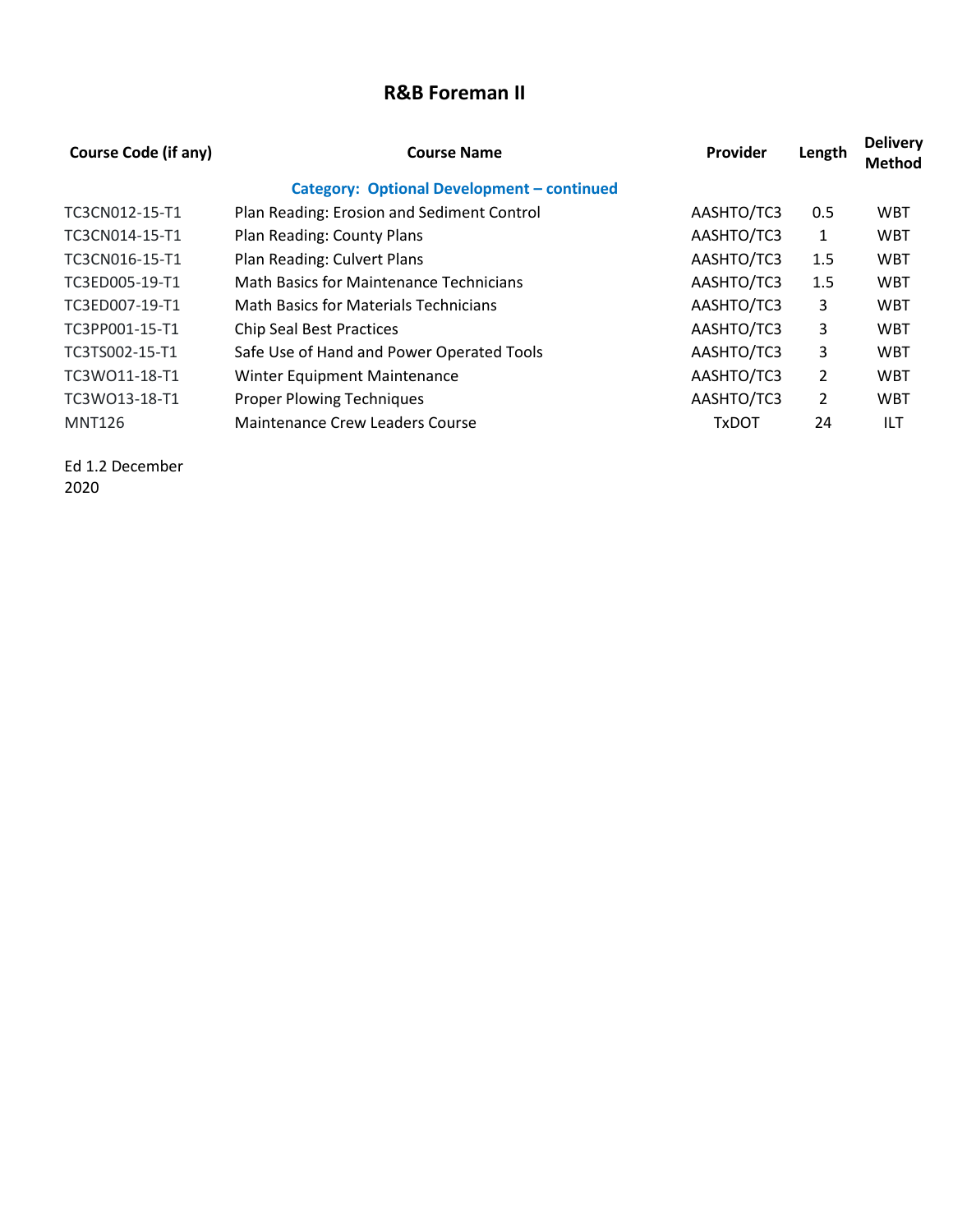# R&B Foreman II

| Course Code (if any) | Course Name | Provider | Length | Delivery Method |
|---|---|---|---|---|
| | **Category: Optional Development – continued** | | | |
| TC3CN012-15-T1 | Plan Reading: Erosion and Sediment Control | AASHTO/TC3 | 0.5 | WBT |
| TC3CN014-15-T1 | Plan Reading: County Plans | AASHTO/TC3 | 1 | WBT |
| TC3CN016-15-T1 | Plan Reading: Culvert Plans | AASHTO/TC3 | 1.5 | WBT |
| TC3ED005-19-T1 | Math Basics for Maintenance Technicians | AASHTO/TC3 | 1.5 | WBT |
| TC3ED007-19-T1 | Math Basics for Materials Technicians | AASHTO/TC3 | 3 | WBT |
| TC3PP001-15-T1 | Chip Seal Best Practices | AASHTO/TC3 | 3 | WBT |
| TC3TS002-15-T1 | Safe Use of Hand and Power Operated Tools | AASHTO/TC3 | 3 | WBT |
| TC3WO11-18-T1 | Winter Equipment Maintenance | AASHTO/TC3 | 2 | WBT |
| TC3WO13-18-T1 | Proper Plowing Techniques | AASHTO/TC3 | 2 | WBT |
| MNT126 | Maintenance Crew Leaders Course | TxDOT | 24 | ILT |

Ed 1.2 December 2020